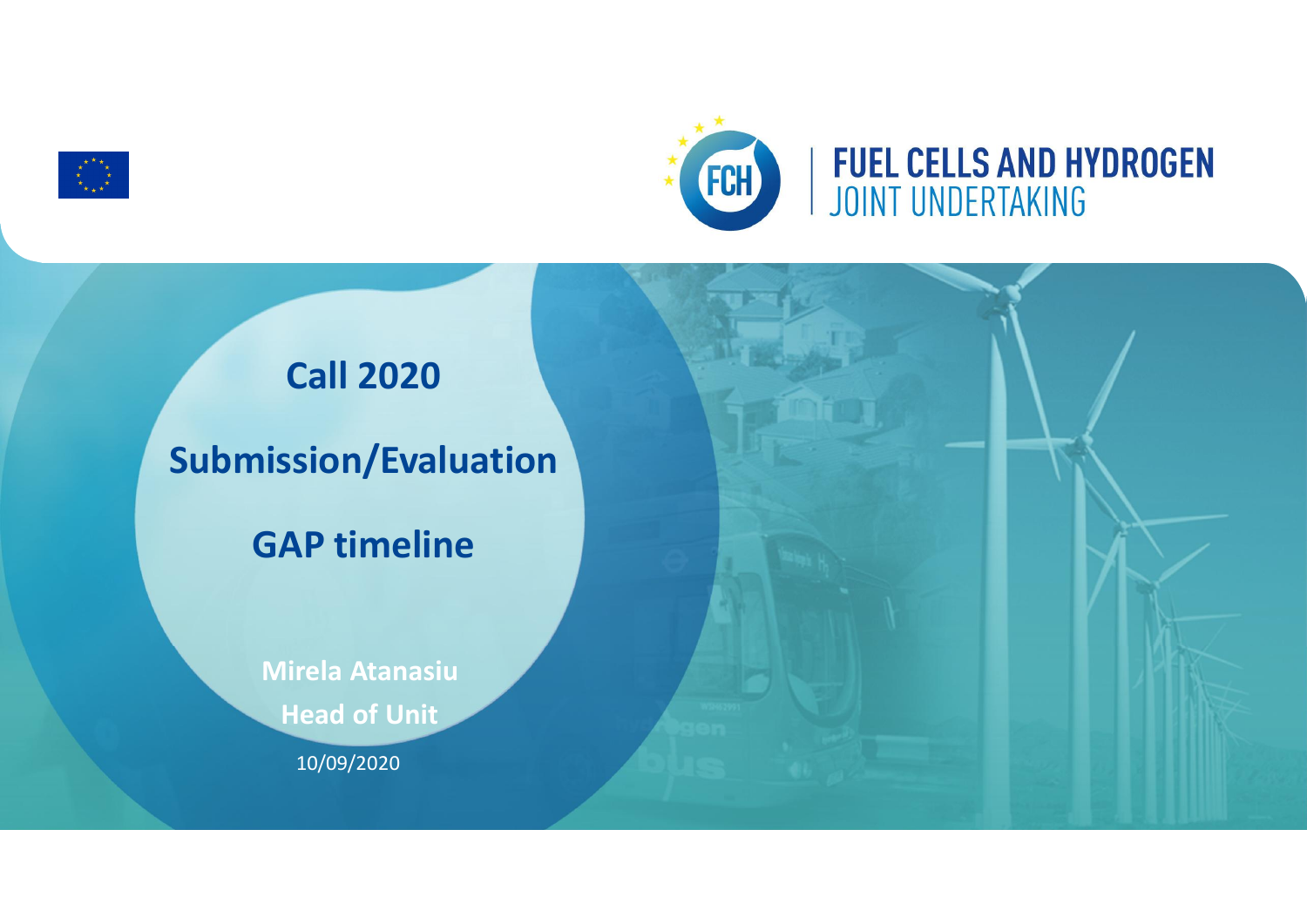FUEL CELLS AND HYDROGEN
JOINT UNDERTAKING

# Call 2020

# Submission/Evaluation

# GAP timeline

**Mirela Atanasiu**

**Head of Unit**

10/09/2020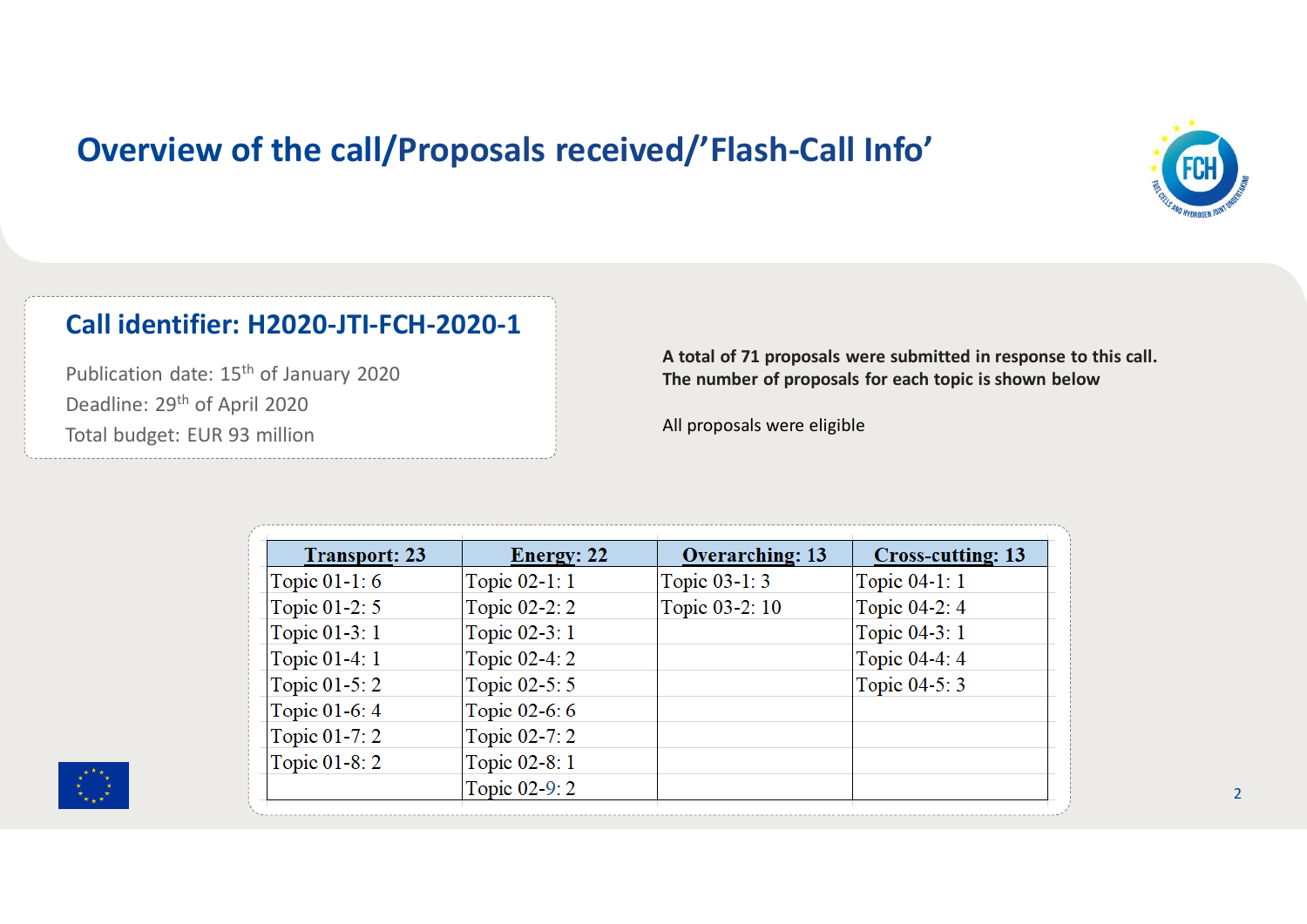# Overview of the call/Proposals received/'Flash-Call Info'

## Call identifier: H2020-JTI-FCH-2020-1

Publication date: 15th of January 2020

Deadline: 29th of April 2020

Total budget: EUR 93 million

**A total of 71 proposals were submitted in response to this call. The number of proposals for each topic is shown below**

All proposals were eligible

| Transport: 23 | Energy: 22 | Overarching: 13 | Cross-cutting: 13 |
|---|---|---|---|
| Topic 01-1: 6 | Topic 02-1: 1 | Topic 03-1: 3 | Topic 04-1: 1 |
| Topic 01-2: 5 | Topic 02-2: 2 | Topic 03-2: 10 | Topic 04-2: 4 |
| Topic 01-3: 1 | Topic 02-3: 1 | | Topic 04-3: 1 |
| Topic 01-4: 1 | Topic 02-4: 2 | | Topic 04-4: 4 |
| Topic 01-5: 2 | Topic 02-5: 5 | | Topic 04-5: 3 |
| Topic 01-6: 4 | Topic 02-6: 6 | | |
| Topic 01-7: 2 | Topic 02-7: 2 | | |
| Topic 01-8: 2 | Topic 02-8: 1 | | |
| | Topic 02-9: 2 | | |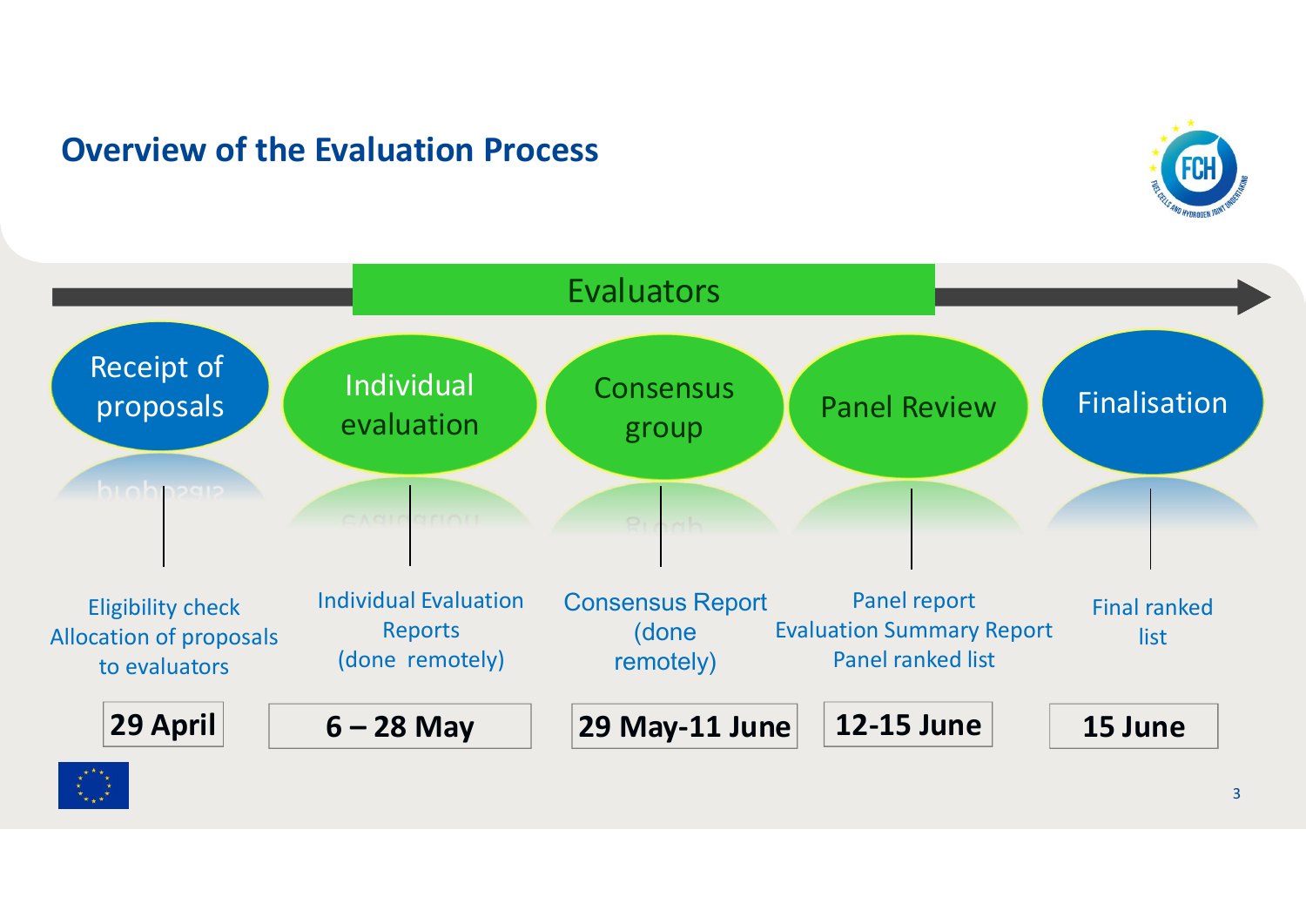## Overview of the Evaluation Process

**Evaluators**

| Receipt of proposals | Individual evaluation | Consensus group | Panel Review | Finalisation |
|---|---|---|---|---|
| Eligibility check<br>Allocation of proposals to evaluators | Individual Evaluation Reports<br>(done remotely) | Consensus Report<br>(done remotely) | Panel report<br>Evaluation Summary Report<br>Panel ranked list | Final ranked list |
| **29 April** | **6 – 28 May** | **29 May-11 June** | **12-15 June** | **15 June** |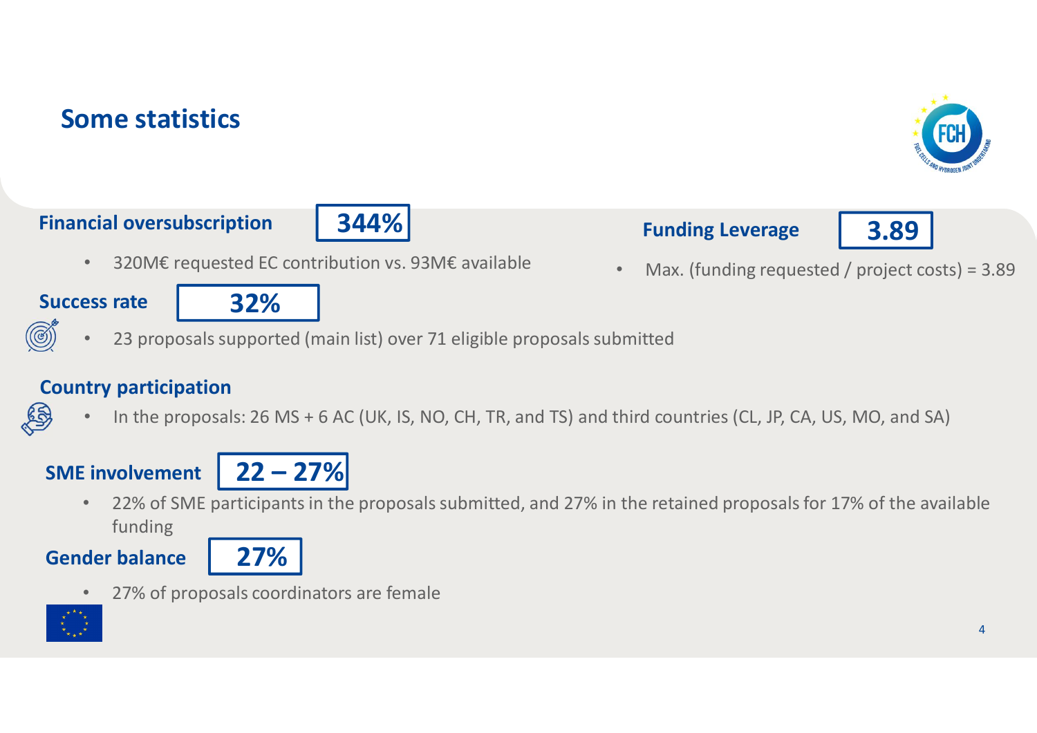# Some statistics

**Financial oversubscription** **344%**

- 320M€ requested EC contribution vs. 93M€ available

**Funding Leverage** **3.89**

- Max. (funding requested / project costs) = 3.89

**Success rate** **32%**

- 23 proposals supported (main list) over 71 eligible proposals submitted

**Country participation**

- In the proposals: 26 MS + 6 AC (UK, IS, NO, CH, TR, and TS) and third countries (CL, JP, CA, US, MO, and SA)

**SME involvement** **22 – 27%**

- 22% of SME participants in the proposals submitted, and 27% in the retained proposals for 17% of the available funding

**Gender balance** **27%**

- 27% of proposals coordinators are female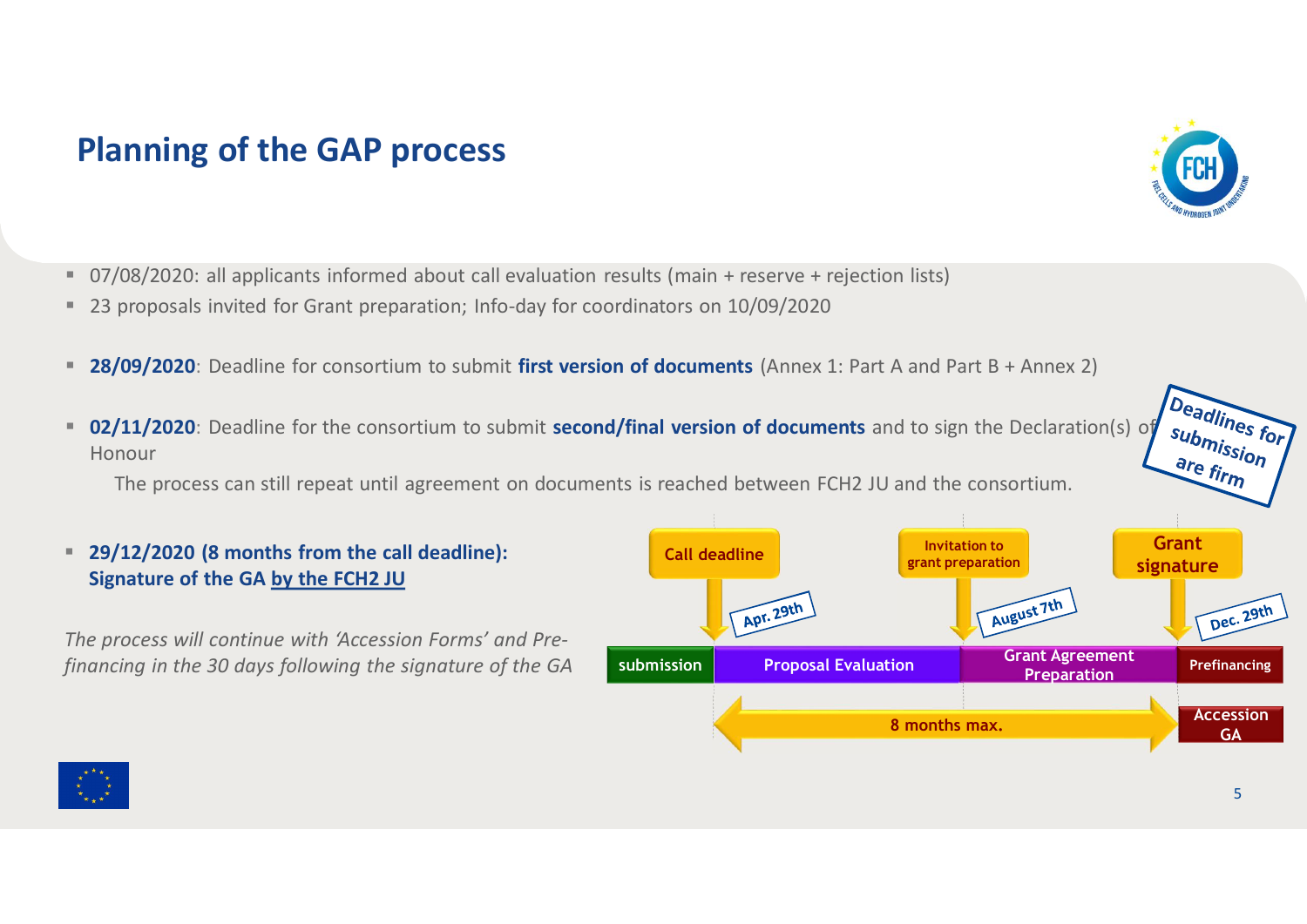# Planning of the GAP process

- 07/08/2020: all applicants informed about call evaluation results (main + reserve + rejection lists)
- 23 proposals invited for Grant preparation; Info-day for coordinators on 10/09/2020
- **28/09/2020**: Deadline for consortium to submit **first version of documents** (Annex 1: Part A and Part B + Annex 2)
- **02/11/2020**: Deadline for the consortium to submit **second/final version of documents** and to sign the Declaration(s) of Honour

  The process can still repeat until agreement on documents is reached between FCH2 JU and the consortium.

**Deadlines for submission are firm**

- **29/12/2020 (8 months from the call deadline): Signature of the GA by the FCH2 JU**

*The process will continue with 'Accession Forms' and Pre-financing in the 30 days following the signature of the GA*

Call deadline
Apr. 29th
Invitation to grant preparation
August 7th
Grant signature
Dec. 29th
submission
Proposal Evaluation
Grant Agreement Preparation
Prefinancing
Accession GA
8 months max.